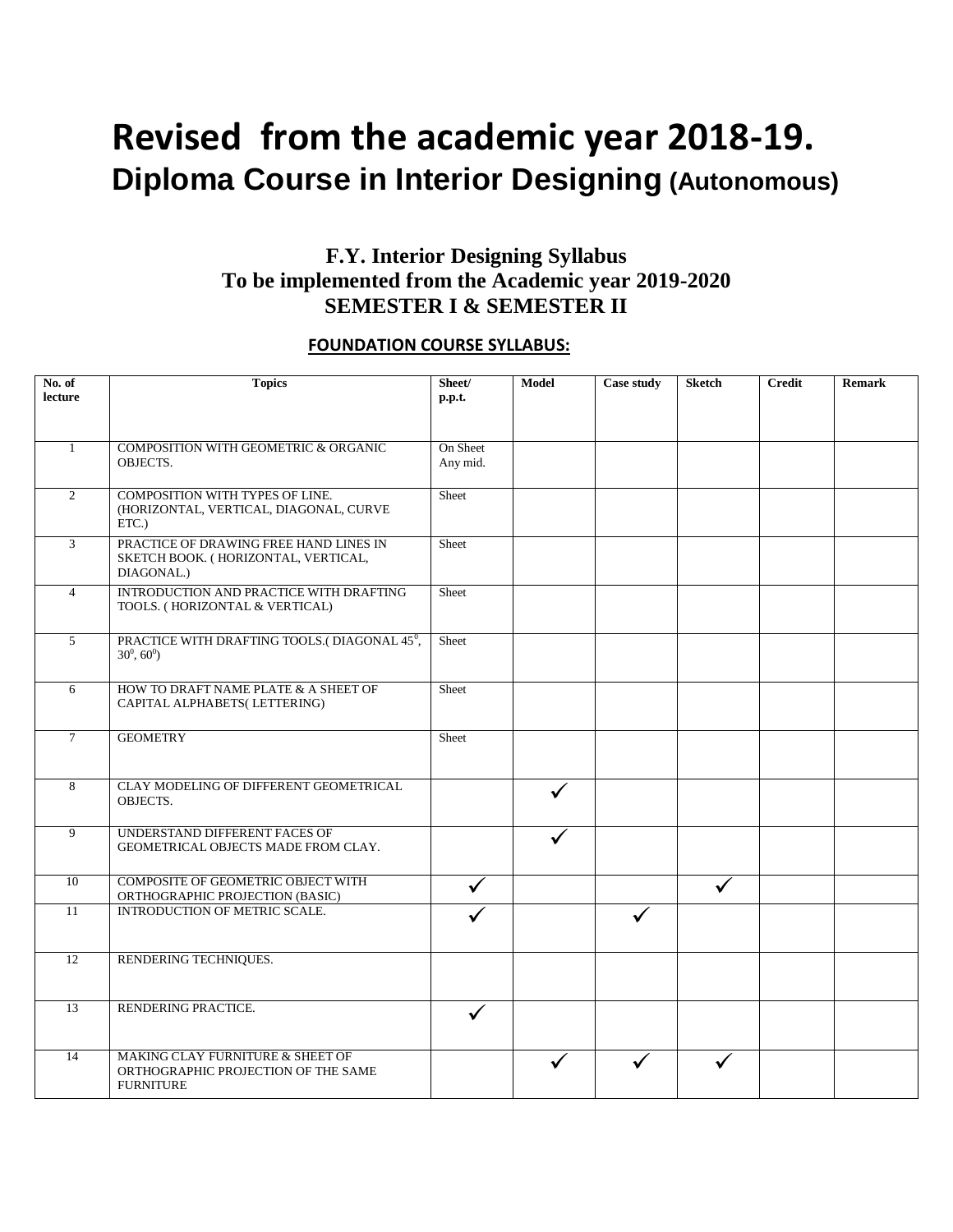# Revised from the academic year 2018-19.

## Diploma Course in Interior Designing (Autonomous)

### F.Y. Interior Designing Syllabus
### To be implemented from the Academic year 2019-2020
### SEMESTER I & SEMESTER II

**FOUNDATION COURSE SYLLABUS:**

| No. of lecture | Topics | Sheet/ p.p.t. | Model | Case study | Sketch | Credit | Remark |
|---|---|---|---|---|---|---|---|
| 1 | COMPOSITION WITH GEOMETRIC & ORGANIC OBJECTS. | On Sheet Any mid. | | | | | |
| 2 | COMPOSITION WITH TYPES OF LINE. (HORIZONTAL, VERTICAL, DIAGONAL, CURVE ETC.) | Sheet | | | | | |
| 3 | PRACTICE OF DRAWING FREE HAND LINES IN SKETCH BOOK. ( HORIZONTAL, VERTICAL, DIAGONAL.) | Sheet | | | | | |
| 4 | INTRODUCTION AND PRACTICE WITH DRAFTING TOOLS. ( HORIZONTAL & VERTICAL) | Sheet | | | | | |
| 5 | PRACTICE WITH DRAFTING TOOLS.( DIAGONAL $45^0$, $30^0$, $60^0$) | Sheet | | | | | |
| 6 | HOW TO DRAFT NAME PLATE & A SHEET OF CAPITAL ALPHABETS( LETTERING) | Sheet | | | | | |
| 7 | GEOMETRY | Sheet | | | | | |
| 8 | CLAY MODELING OF DIFFERENT GEOMETRICAL OBJECTS. | | ✓ | | | | |
| 9 | UNDERSTAND DIFFERENT FACES OF GEOMETRICAL OBJECTS MADE FROM CLAY. | | ✓ | | | | |
| 10 | COMPOSITE OF GEOMETRIC OBJECT WITH ORTHOGRAPHIC PROJECTION (BASIC) | ✓ | | | ✓ | | |
| 11 | INTRODUCTION OF METRIC SCALE. | ✓ | | ✓ | | | |
| 12 | RENDERING TECHNIQUES. | | | | | | |
| 13 | RENDERING PRACTICE. | ✓ | | | | | |
| 14 | MAKING CLAY FURNITURE & SHEET OF ORTHOGRAPHIC PROJECTION OF THE SAME FURNITURE | | ✓ | ✓ | ✓ | | |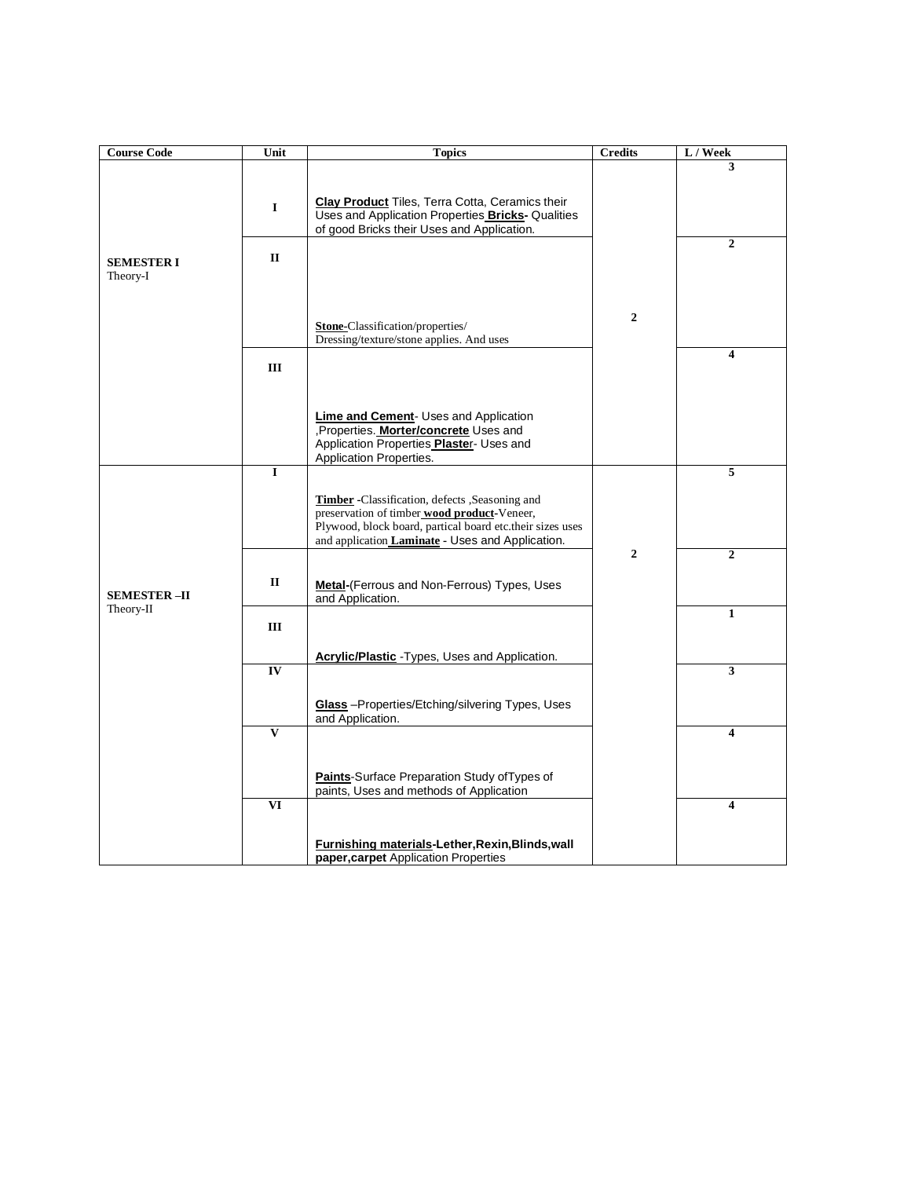| Course Code | Unit | Topics | Credits | L / Week |
|---|---|---|---|---|
| **SEMESTER I** Theory-I | **I** | **Clay Product** Tiles, Terra Cotta, Ceramics their Uses and Application Properties **Bricks-** Qualities of good Bricks their Uses and Application. | **2** | **3** |
| | **II** | **Stone-**Classification/properties/ Dressing/texture/stone applies. And uses | | **2** |
| | **III** | **Lime and Cement**- Uses and Application ,Properties. **Morter/concrete** Uses and Application Properties **Plaste**r- Uses and Application Properties. | | **4** |
| **SEMESTER –II** Theory-II | **I** | **Timber** -Classification, defects ,Seasoning and preservation of timber **wood product-**Veneer, Plywood, block board, partical board etc.their sizes uses and application **Laminate** - Uses and Application. | **2** | **5** |
| | **II** | **Metal-**(Ferrous and Non-Ferrous) Types, Uses and Application. | | **2** |
| | **III** | **Acrylic/Plastic** -Types, Uses and Application. | | **1** |
| | **IV** | **Glass** –Properties/Etching/silvering Types, Uses and Application. | | **3** |
| | **V** | **Paints**-Surface Preparation Study ofTypes of paints, Uses and methods of Application | | **4** |
| | **VI** | **Furnishing materials-Lether,Rexin,Blinds,wall paper,carpet** Application Properties | | **4** |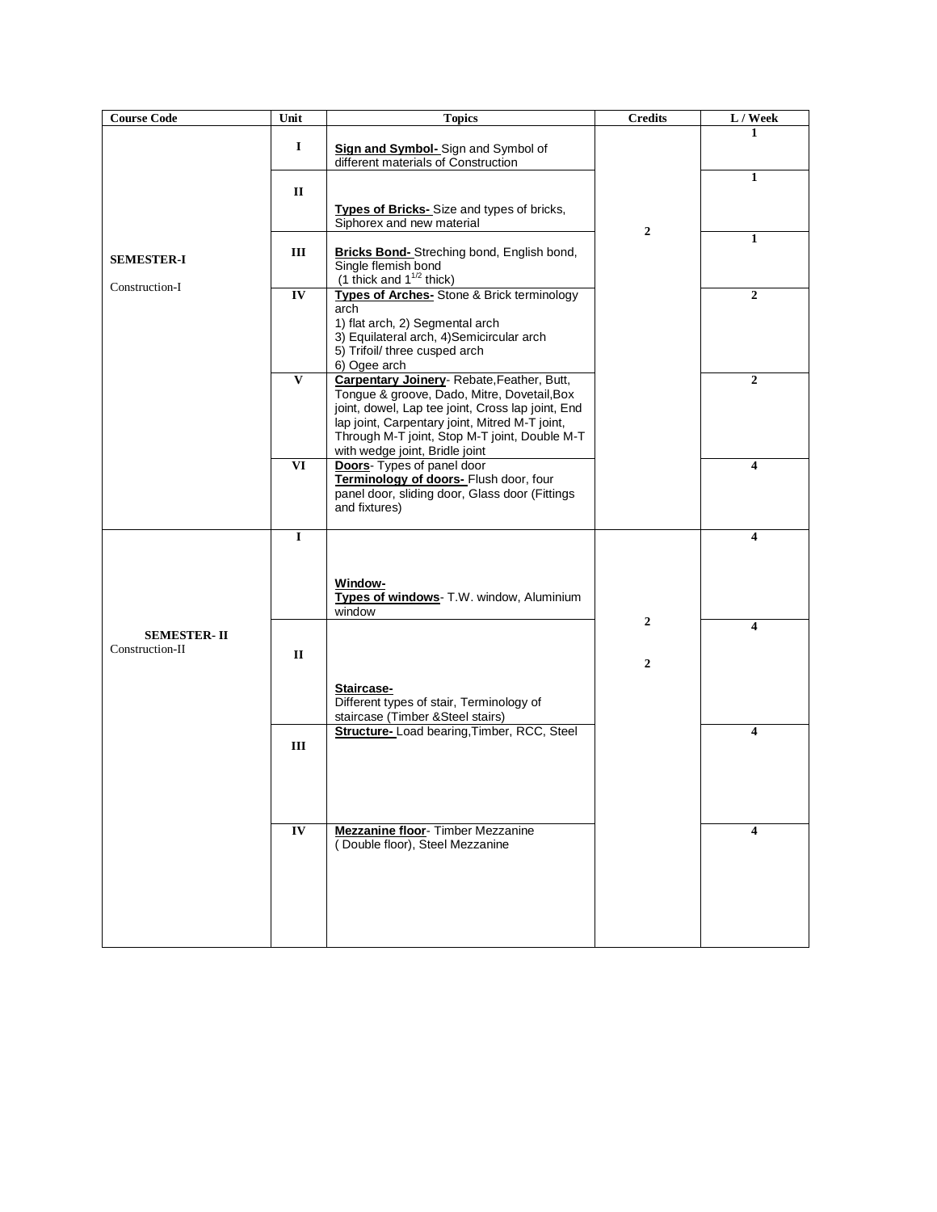| Course Code | Unit | Topics | Credits | L / Week |
|---|---|---|---|---|
| **SEMESTER-I** Construction-I | **I** | **Sign and Symbol-** Sign and Symbol of different materials of Construction | **2** | **1** |
| | **II** | **Types of Bricks-** Size and types of bricks, Siphorex and new material | | **1** |
| | **III** | **Bricks Bond-** Streching bond, English bond, Single flemish bond (1 thick and $1^{1/2}$ thick) | | **1** |
| | **IV** | **Types of Arches-** Stone & Brick terminology arch 1) flat arch, 2) Segmental arch 3) Equilateral arch, 4)Semicircular arch 5) Trifoil/ three cusped arch 6) Ogee arch | | **2** |
| | **V** | **Carpentary Joinery**- Rebate,Feather, Butt, Tongue & groove, Dado, Mitre, Dovetail,Box joint, dowel, Lap tee joint, Cross lap joint, End lap joint, Carpentary joint, Mitred M-T joint, Through M-T joint, Stop M-T joint, Double M-T with wedge joint, Bridle joint | | **2** |
| | **VI** | **Doors**- Types of panel door **Terminology of doors-** Flush door, four panel door, sliding door, Glass door (Fittings and fixtures) | | **4** |
| **SEMESTER- II** Construction-II | **I** | **Window-** **Types of windows**- T.W. window, Aluminium window | **2** | **4** |
| | **II** | **Staircase-** Different types of stair, Terminology of staircase (Timber &Steel stairs) | **2** | **4** |
| | **III** | **Structure-** Load bearing,Timber, RCC, Steel | | **4** |
| | **IV** | **Mezzanine floor**- Timber Mezzanine ( Double floor), Steel Mezzanine | | **4** |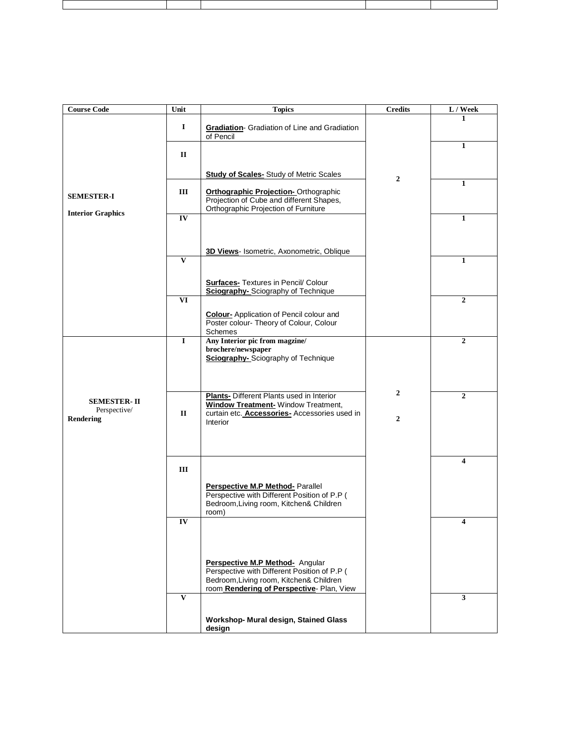| Course Code | Unit | Topics | Credits | L / Week |
|---|---|---|---|---|
| **SEMESTER-I**<br><br>**Interior Graphics** | I | **Gradiation**- Gradiation of Line and Gradiation of Pencil | 2 | 1 |
| | II | **Study of Scales-** Study of Metric Scales | | 1 |
| | III | **Orthographic Projection-** Orthographic Projection of Cube and different Shapes, Orthographic Projection of Furniture | | 1 |
| | IV | **3D Views**- Isometric, Axonometric, Oblique | | 1 |
| | V | **Surfaces-** Textures in Pencil/ Colour<br>**Sciography-** Sciography of Technique | | 1 |
| | VI | **Colour-** Application of Pencil colour and Poster colour- Theory of Colour, Colour Schemes | | 2 |
| **SEMESTER- II**<br>Perspective/<br>**Rendering** | I | **Any Interior pic from magzine/ brochere/newspaper**<br>**Sciography-** Sciography of Technique | 2<br><br>2 | 2 |
| | II | **Plants-** Different Plants used in Interior **Window Treatment-** Window Treatment, curtain etc. **Accessories-** Accessories used in Interior | | 2 |
| | III | **Perspective M.P Method-** Parallel Perspective with Different Position of P.P ( Bedroom,Living room, Kitchen& Children room) | | 4 |
| | IV | **Perspective M.P Method-** Angular Perspective with Different Position of P.P ( Bedroom,Living room, Kitchen& Children room **Rendering of Perspective**- Plan, View | | 4 |
| | V | **Workshop- Mural design, Stained Glass design** | | 3 |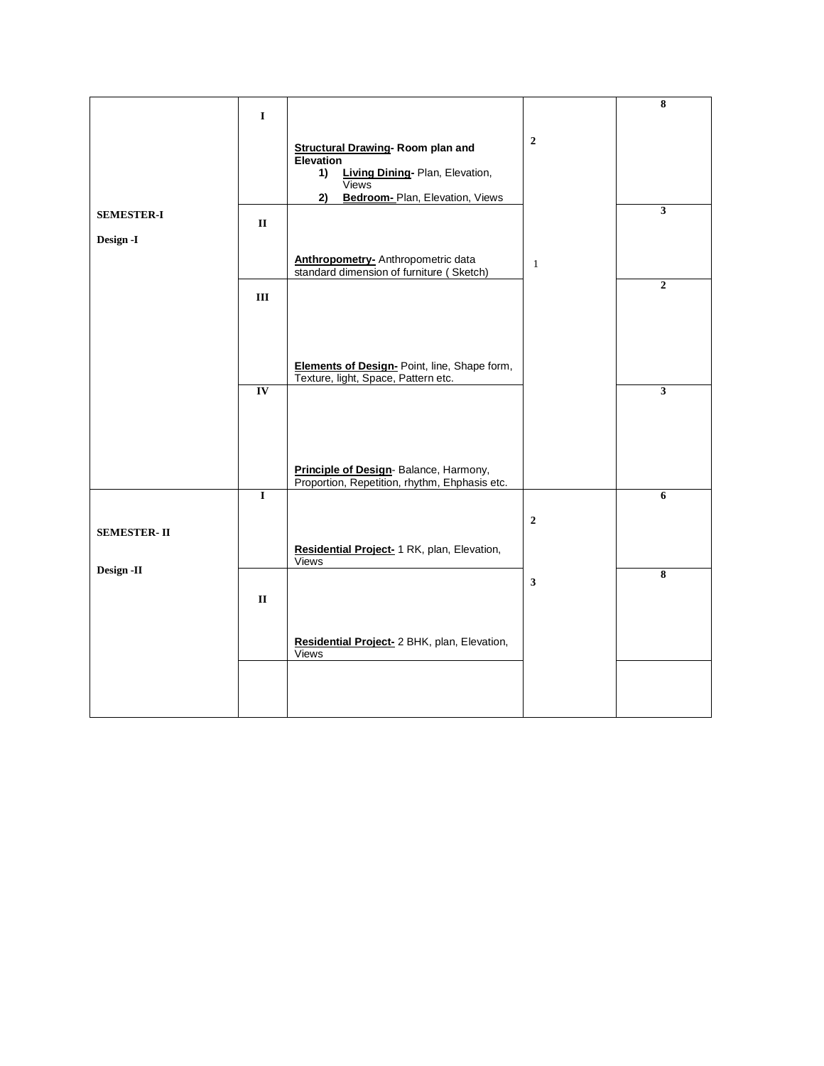| | | | | |
|---|---|---|---|---|
| **SEMESTER-I**<br><br>**Design -I** | **I** | **Structural Drawing- Room plan and Elevation**<br>**1)** **Living Dining-** Plan, Elevation, Views<br>**2)** **Bedroom-** Plan, Elevation, Views | **2** | **8** |
| | **II** | **Anthropometry-** Anthropometric data standard dimension of furniture ( Sketch) | 1 | **3** |
| | **III** | **Elements of Design-** Point, line, Shape form, Texture, light, Space, Pattern etc. | | **2** |
| | **IV** | **Principle of Design**- Balance, Harmony, Proportion, Repetition, rhythm, Ehphasis etc. | | **3** |
| **SEMESTER- II**<br><br>**Design -II** | **I** | **Residential Project-** 1 RK, plan, Elevation, Views | **2** | **6** |
| | **II** | **Residential Project-** 2 BHK, plan, Elevation, Views | **3** | **8** |
| | | | | |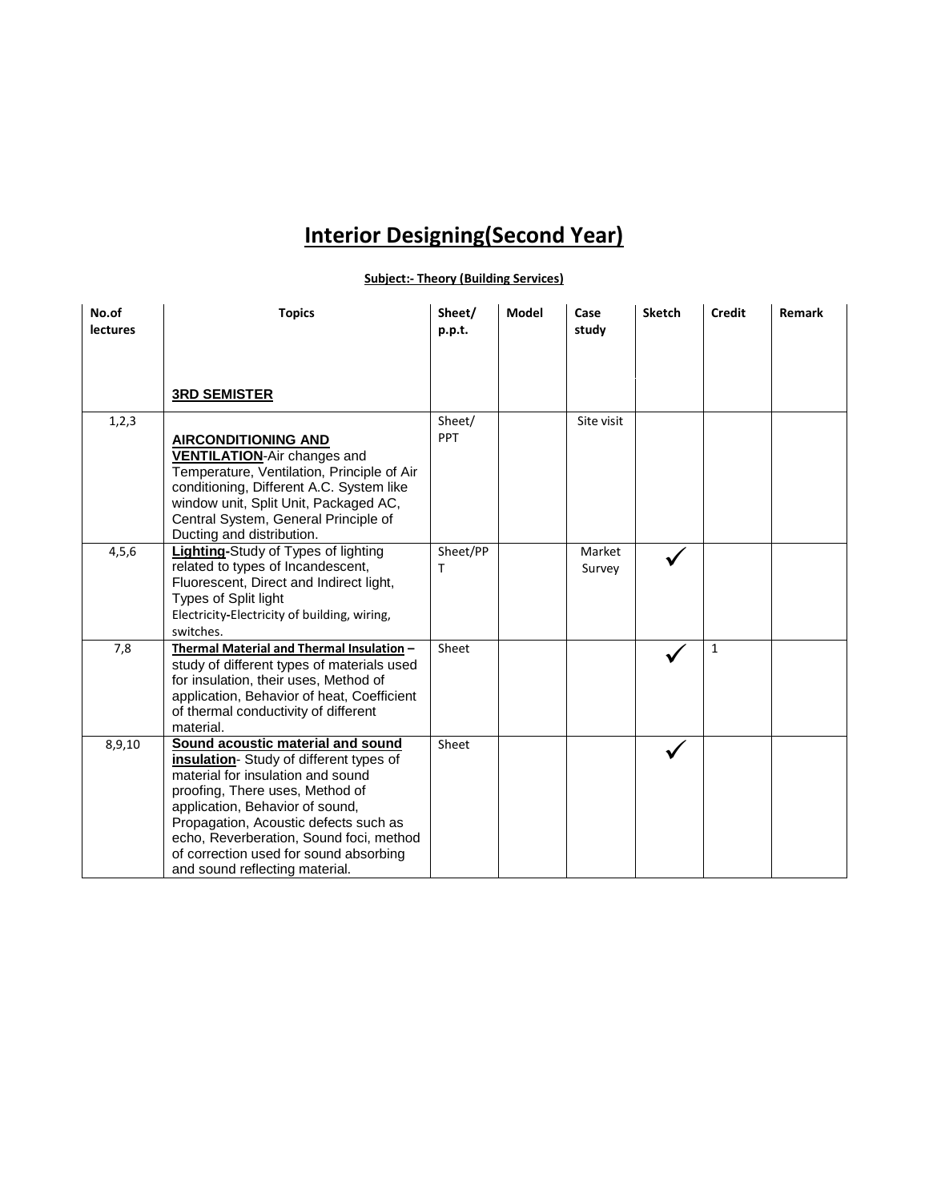# Interior Designing(Second Year)

**Subject:- Theory (Building Services)**

| No.of lectures | Topics | Sheet/ p.p.t. | Model | Case study | Sketch | Credit | Remark |
|---|---|---|---|---|---|---|---|
| | **3RD SEMISTER** | | | | | | |
| 1,2,3 | **AIRCONDITIONING AND VENTILATION**-Air changes and Temperature, Ventilation, Principle of Air conditioning, Different A.C. System like window unit, Split Unit, Packaged AC, Central System, General Principle of Ducting and distribution. | Sheet/ PPT | | Site visit | | | |
| 4,5,6 | **Lighting-**Study of Types of lighting related to types of Incandescent, Fluorescent, Direct and Indirect light, Types of Split light<br>Electricity-Electricity of building, wiring, switches. | Sheet/PPT | | Market Survey | ✓ | | |
| 7,8 | **Thermal Material and Thermal Insulation –** study of different types of materials used for insulation, their uses, Method of application, Behavior of heat, Coefficient of thermal conductivity of different material. | Sheet | | | ✓ | 1 | |
| 8,9,10 | **Sound acoustic material and sound insulation**- Study of different types of material for insulation and sound proofing, There uses, Method of application, Behavior of sound, Propagation, Acoustic defects such as echo, Reverberation, Sound foci, method of correction used for sound absorbing and sound reflecting material. | Sheet | | | ✓ | | |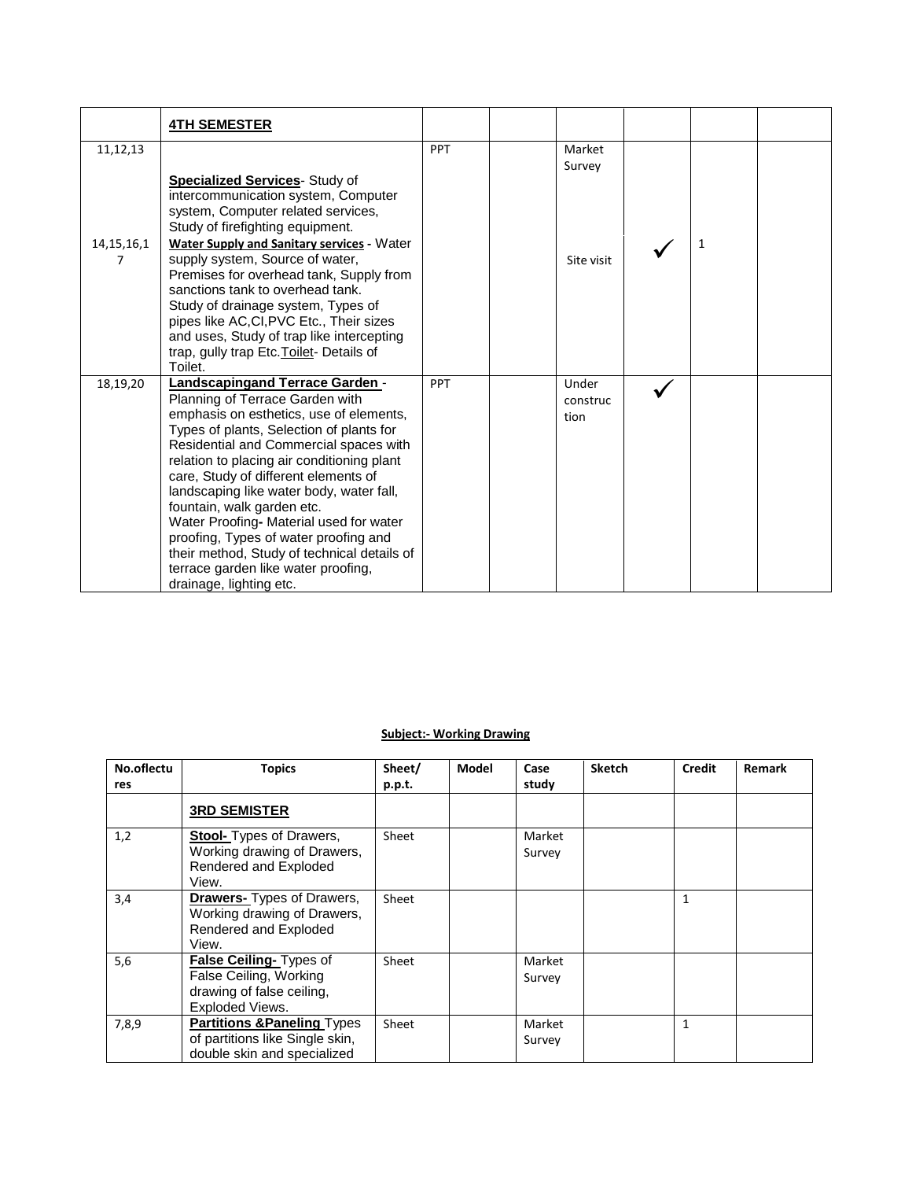| | **4TH SEMESTER** | | | | | | |
|---|---|---|---|---|---|---|---|
| 11,12,13<br><br><br><br><br>14,15,16,17 | **Specialized Services**- Study of intercommunication system, Computer system, Computer related services, Study of firefighting equipment.<br>**Water Supply and Sanitary services** - Water supply system, Source of water, Premises for overhead tank, Supply from sanctions tank to overhead tank. Study of drainage system, Types of pipes like AC,CI,PVC Etc., Their sizes and uses, Study of trap like intercepting trap, gully trap Etc.Toilet- Details of Toilet. | PPT | | Market Survey<br><br><br><br><br>Site visit | ✓ | 1 | |
| 18,19,20 | **Landscapingand Terrace Garden** - Planning of Terrace Garden with emphasis on esthetics, use of elements, Types of plants, Selection of plants for Residential and Commercial spaces with relation to placing air conditioning plant care, Study of different elements of landscaping like water body, water fall, fountain, walk garden etc.<br>Water Proofing**-** Material used for water proofing, Types of water proofing and their method, Study of technical details of terrace garden like water proofing, drainage, lighting etc. | PPT | | Under construction | ✓ | | |

**Subject:- Working Drawing**

| No.oflectures | Topics | Sheet/ p.p.t. | Model | Case study | Sketch | Credit | Remark |
|---|---|---|---|---|---|---|---|
| | **3RD SEMISTER** | | | | | | |
| 1,2 | **Stool-** Types of Drawers, Working drawing of Drawers, Rendered and Exploded View. | Sheet | | Market Survey | | | |
| 3,4 | **Drawers-** Types of Drawers, Working drawing of Drawers, Rendered and Exploded View. | Sheet | | | | 1 | |
| 5,6 | **False Ceiling-** Types of False Ceiling, Working drawing of false ceiling, Exploded Views. | Sheet | | Market Survey | | | |
| 7,8,9 | **Partitions &Paneling** Types of partitions like Single skin, double skin and specialized | Sheet | | Market Survey | | 1 | |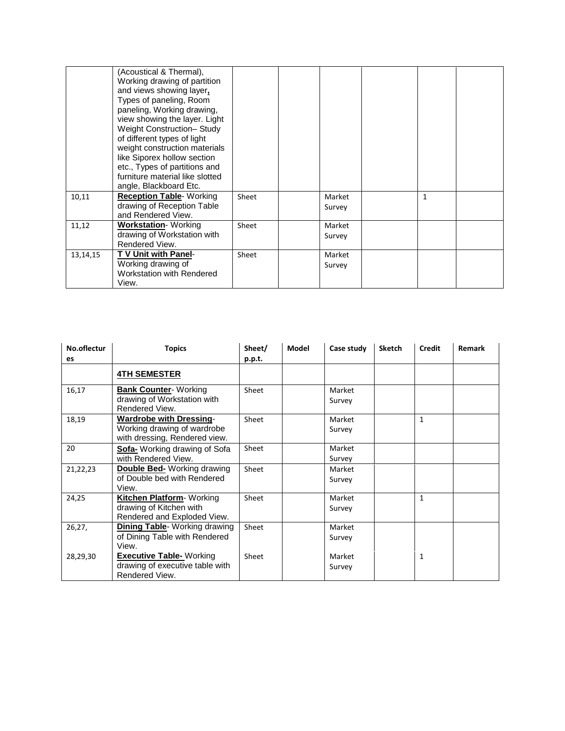| | | | | | | | |
|---|---|---|---|---|---|---|---|
| | (Acoustical & Thermal), Working drawing of partition and views showing layer, Types of paneling, Room paneling, Working drawing, view showing the layer. Light Weight Construction– Study of different types of light weight construction materials like Siporex hollow section etc., Types of partitions and furniture material like slotted angle, Blackboard Etc. | | | | | | |
| 10,11 | **Reception Table**- Working drawing of Reception Table and Rendered View. | Sheet | | Market Survey | | 1 | |
| 11,12 | **Workstation**- Working drawing of Workstation with Rendered View. | Sheet | | Market Survey | | | |
| 13,14,15 | **T V Unit with Panel**- Working drawing of Workstation with Rendered View. | Sheet | | Market Survey | | | |

| No.oflectures | Topics | Sheet/ p.p.t. | Model | Case study | Sketch | Credit | Remark |
|---|---|---|---|---|---|---|---|
| | **4TH SEMESTER** | | | | | | |
| 16,17 | **Bank Counter**- Working drawing of Workstation with Rendered View. | Sheet | | Market Survey | | | |
| 18,19 | **Wardrobe with Dressing**- Working drawing of wardrobe with dressing, Rendered view. | Sheet | | Market Survey | | 1 | |
| 20 | **Sofa-** Working drawing of Sofa with Rendered View. | Sheet | | Market Survey | | | |
| 21,22,23 | **Double Bed-** Working drawing of Double bed with Rendered View. | Sheet | | Market Survey | | | |
| 24,25 | **Kitchen Platform**- Working drawing of Kitchen with Rendered and Exploded View. | Sheet | | Market Survey | | 1 | |
| 26,27, | **Dining Table**- Working drawing of Dining Table with Rendered View. | Sheet | | Market Survey | | | |
| 28,29,30 | **Executive Table-** Working drawing of executive table with Rendered View. | Sheet | | Market Survey | | 1 | |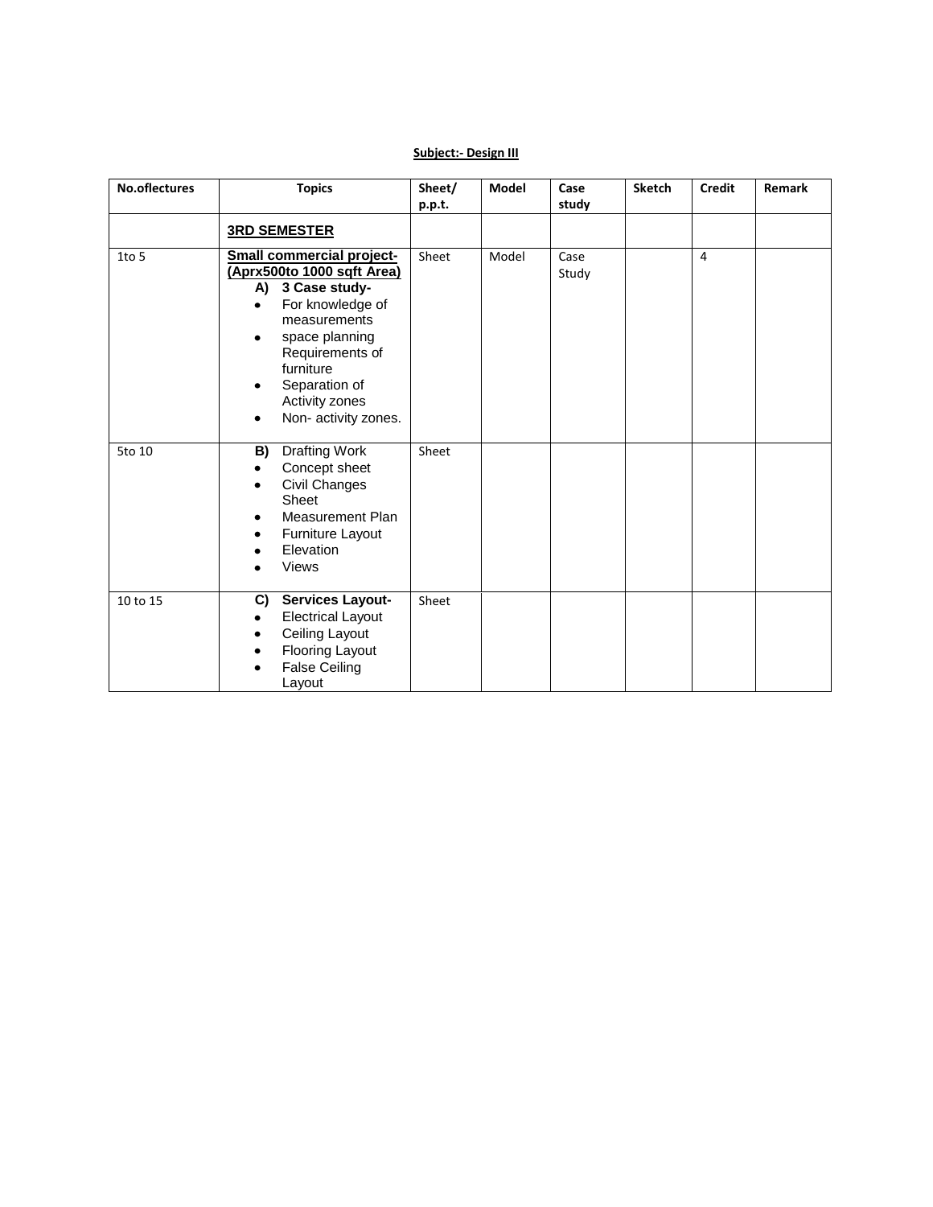**Subject:- Design III**

| No.oflectures | Topics | Sheet/ p.p.t. | Model | Case study | Sketch | Credit | Remark |
|---|---|---|---|---|---|---|---|
| | **3RD SEMESTER** | | | | | | |
| 1to 5 | **Small commercial project- (Aprx500to 1000 sqft Area)** <br> **A) 3 Case study-** <br> • For knowledge of measurements <br> • space planning Requirements of furniture <br> • Separation of Activity zones <br> • Non- activity zones. | Sheet | Model | Case Study | | 4 | |
| 5to 10 | **B)** Drafting Work <br> • Concept sheet <br> • Civil Changes Sheet <br> • Measurement Plan <br> • Furniture Layout <br> • Elevation <br> • Views | Sheet | | | | | |
| 10 to 15 | **C) Services Layout-** <br> • Electrical Layout <br> • Ceiling Layout <br> • Flooring Layout <br> • False Ceiling Layout | Sheet | | | | | |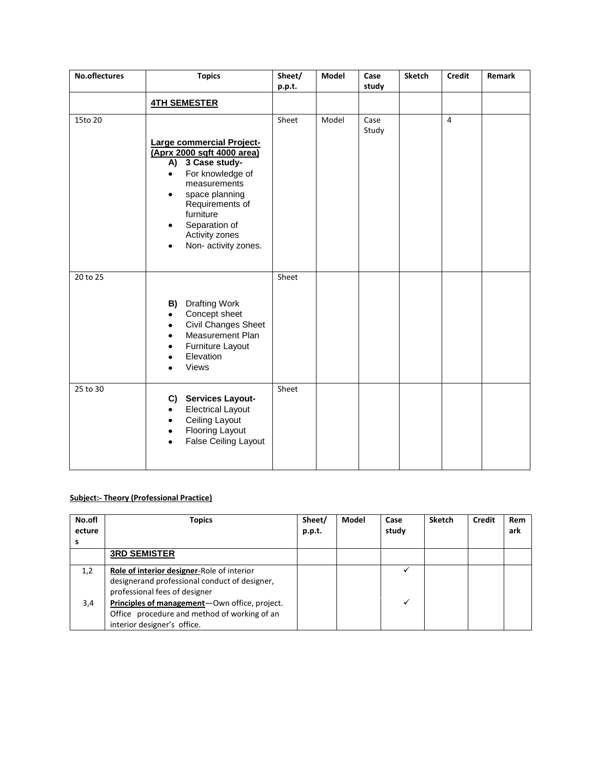| No.oflectures | Topics | Sheet/ p.p.t. | Model | Case study | Sketch | Credit | Remark |
|---|---|---|---|---|---|---|---|
| | **4TH SEMESTER** | | | | | | |
| 15to 20 | **Large commercial Project- (Aprx 2000 sqft 4000 area)**<br>**A) 3 Case study-**<br>• For knowledge of measurements<br>• space planning Requirements of furniture<br>• Separation of Activity zones<br>• Non- activity zones. | Sheet | Model | Case Study | | 4 | |
| 20 to 25 | **B)** Drafting Work<br>• Concept sheet<br>• Civil Changes Sheet<br>• Measurement Plan<br>• Furniture Layout<br>• Elevation<br>• Views | Sheet | | | | | |
| 25 to 30 | **C) Services Layout-**<br>• Electrical Layout<br>• Ceiling Layout<br>• Flooring Layout<br>• False Ceiling Layout | Sheet | | | | | |

**Subject:- Theory (Professional Practice)**

| No.oflectures | Topics | Sheet/ p.p.t. | Model | Case study | Sketch | Credit | Remark |
|---|---|---|---|---|---|---|---|
| | **3RD SEMISTER** | | | | | | |
| 1,2 | **Role of interior designer**-Role of interior designerand professional conduct of designer, professional fees of designer | | | ✓ | | | |
| 3,4 | **Principles of management**—Own office, project. Office procedure and method of working of an interior designer's office. | | | ✓ | | | |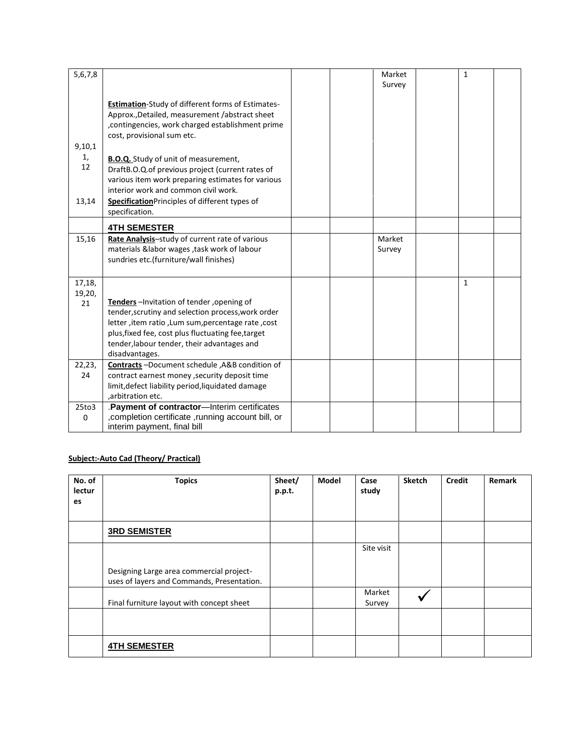| 5,6,7,8 | | | | Market Survey | | 1 | |
|---|---|---|---|---|---|---|---|
| 9,10,11, 12 | **Estimation**-Study of different forms of Estimates-Approx.,Detailed, measurement /abstract sheet ,contingencies, work charged establishment prime cost, provisional sum etc. **B.O.Q.** Study of unit of measurement, DraftB.O.Q.of previous project (current rates of various item work preparing estimates for various interior work and common civil work. | | | | | | |
| 13,14 | **Specification**Principles of different types of specification. | | | | | | |
| | **4TH SEMESTER** | | | | | | |
| 15,16 | **Rate Analysis**–study of current rate of various materials &labor wages ,task work of labour sundries etc.(furniture/wall finishes) | | | Market Survey | | | |
| 17,18, 19,20, 21 | **Tenders** –Invitation of tender ,opening of tender,scrutiny and selection process,work order letter ,item ratio ,Lum sum,percentage rate ,cost plus,fixed fee, cost plus fluctuating fee,target tender,labour tender, their advantages and disadvantages. | | | | | 1 | |
| 22,23, 24 | **Contracts** –Document schedule ,A&B condition of contract earnest money ,security deposit time limit,defect liability period,liquidated damage ,arbitration etc. | | | | | | |
| 25to30 | .**Payment of contractor**—Interim certificates ,completion certificate ,running account bill, or interim payment, final bill | | | | | | |

**Subject:-Auto Cad (Theory/ Practical)**

| No. of lectures | Topics | Sheet/ p.p.t. | Model | Case study | Sketch | Credit | Remark |
|---|---|---|---|---|---|---|---|
| | **3RD SEMISTER** | | | | | | |
| | Designing Large area commercial project-uses of layers and Commands, Presentation. | | | Site visit | | | |
| | Final furniture layout with concept sheet | | | Market Survey | ✓ | | |
| | | | | | | | |
| | **4TH SEMESTER** | | | | | | |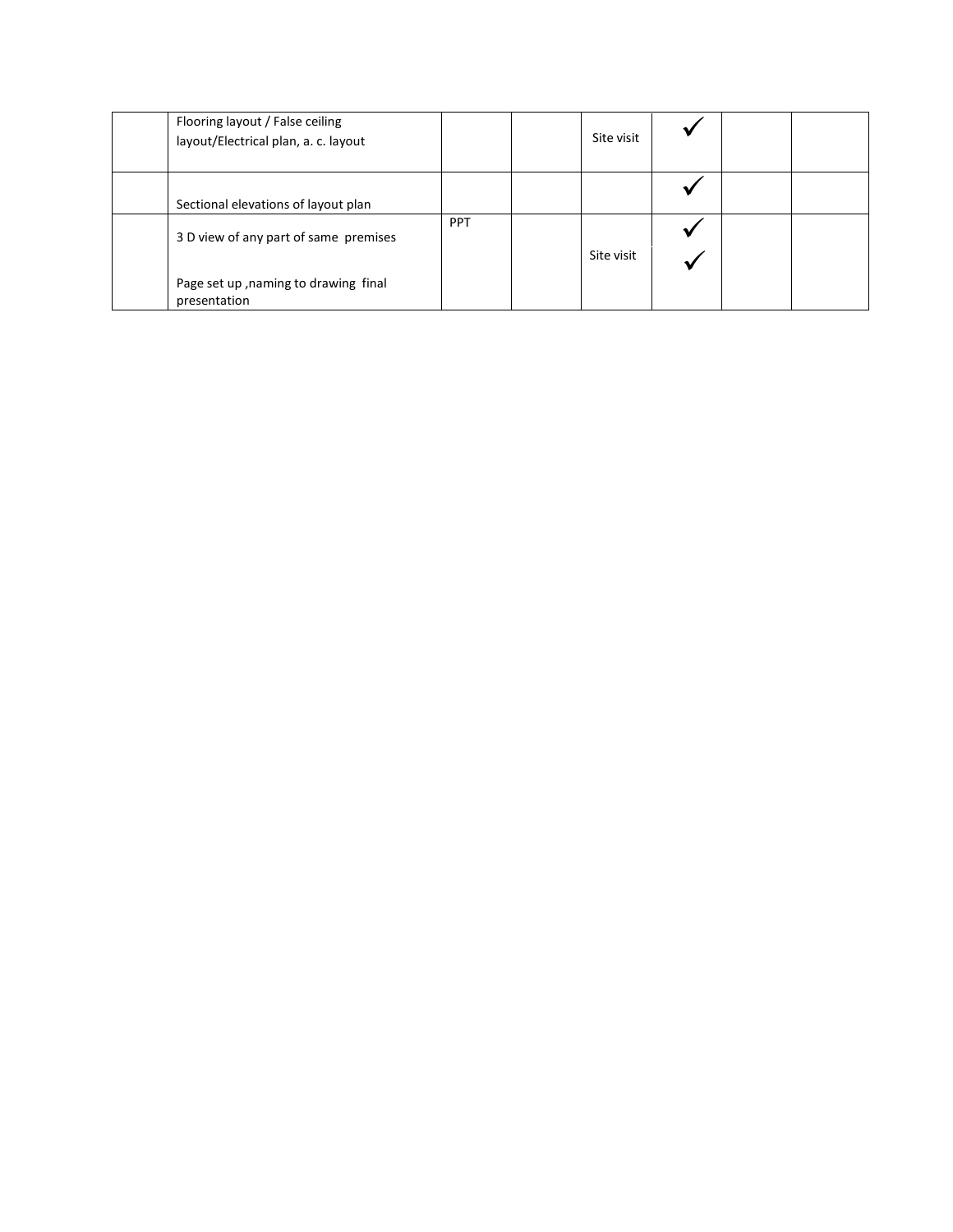| | | | | | | | |
|---|---|---|---|---|---|---|---|
| | Flooring layout / False ceiling layout/Electrical plan, a. c. layout | | | Site visit | ✓ | | |
| | Sectional elevations of layout plan | | | | ✓ | | |
| | 3 D view of any part of same premises<br><br>Page set up ,naming to drawing final presentation | PPT | | Site visit | ✓<br>✓ | | |